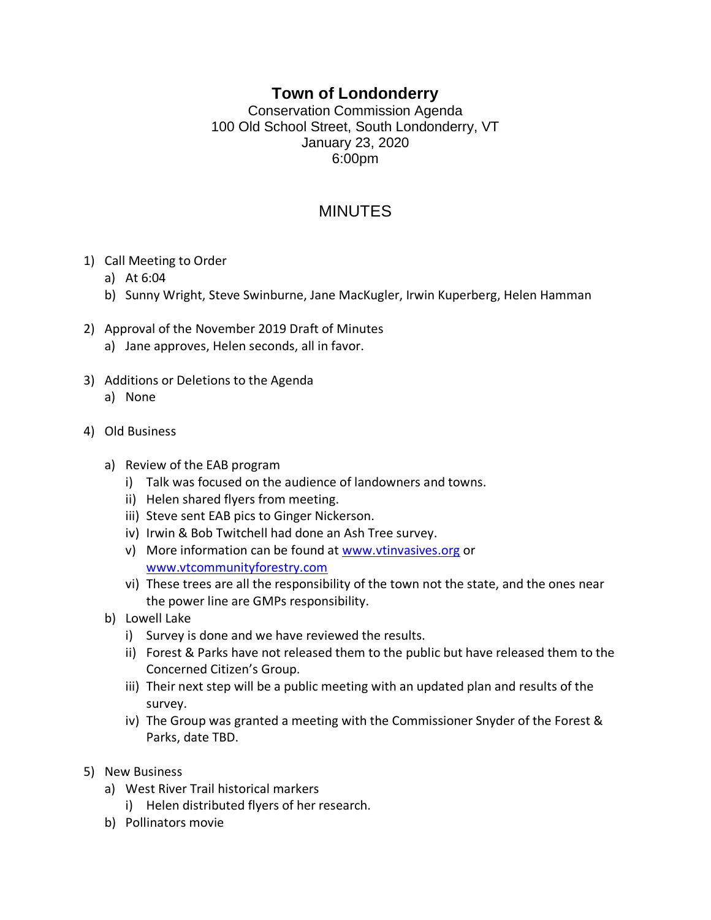# Town of Londonderry

Conservation Commission Agenda
100 Old School Street, South Londonderry, VT
January 23, 2020
6:00pm

## MINUTES

1) Call Meeting to Order
   a) At 6:04
   b) Sunny Wright, Steve Swinburne, Jane MacKugler, Irwin Kuperberg, Helen Hamman

2) Approval of the November 2019 Draft of Minutes
   a) Jane approves, Helen seconds, all in favor.

3) Additions or Deletions to the Agenda
   a) None

4) Old Business
   a) Review of the EAB program
      i) Talk was focused on the audience of landowners and towns.
      ii) Helen shared flyers from meeting.
      iii) Steve sent EAB pics to Ginger Nickerson.
      iv) Irwin & Bob Twitchell had done an Ash Tree survey.
      v) More information can be found at www.vtinvasives.org or www.vtcommunityforestry.com
      vi) These trees are all the responsibility of the town not the state, and the ones near the power line are GMPs responsibility.
   b) Lowell Lake
      i) Survey is done and we have reviewed the results.
      ii) Forest & Parks have not released them to the public but have released them to the Concerned Citizen's Group.
      iii) Their next step will be a public meeting with an updated plan and results of the survey.
      iv) The Group was granted a meeting with the Commissioner Snyder of the Forest & Parks, date TBD.

5) New Business
   a) West River Trail historical markers
      i) Helen distributed flyers of her research.
   b) Pollinators movie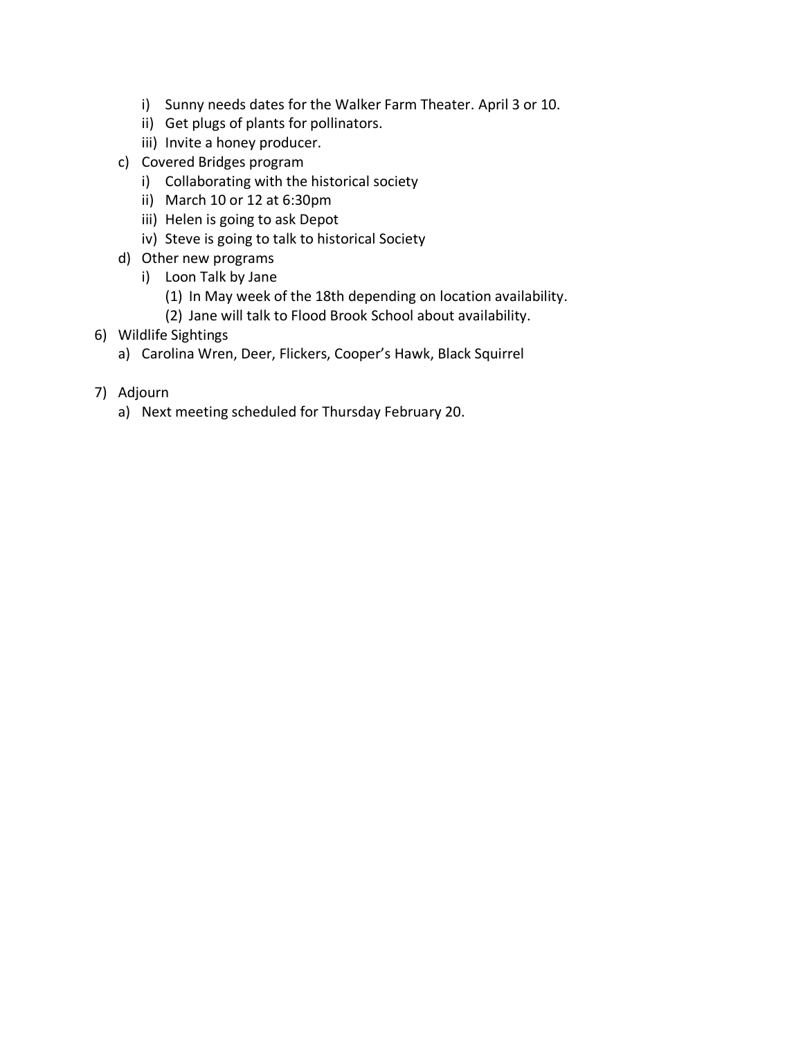- i) Sunny needs dates for the Walker Farm Theater. April 3 or 10.
    - ii) Get plugs of plants for pollinators.
    - iii) Invite a honey producer.
  - c) Covered Bridges program
    - i) Collaborating with the historical society
    - ii) March 10 or 12 at 6:30pm
    - iii) Helen is going to ask Depot
    - iv) Steve is going to talk to historical Society
  - d) Other new programs
    - i) Loon Talk by Jane
      - (1) In May week of the 18th depending on location availability.
      - (2) Jane will talk to Flood Brook School about availability.

6) Wildlife Sightings
   - a) Carolina Wren, Deer, Flickers, Cooper's Hawk, Black Squirrel

7) Adjourn
   - a) Next meeting scheduled for Thursday February 20.